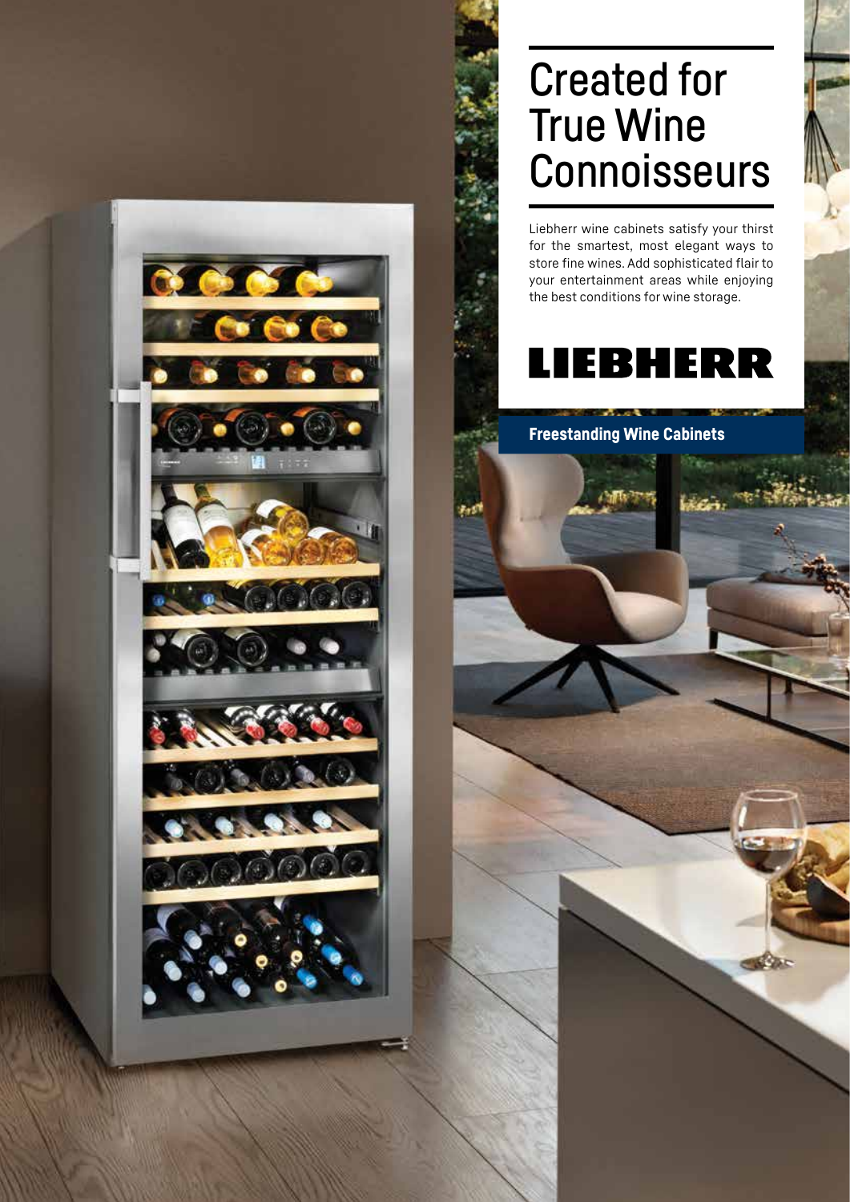# Created for True Wine Connoisseurs

Liebherr wine cabinets satisfy your thirst for the smartest, most elegant ways to store fine wines. Add sophisticated flair to your entertainment areas while enjoying the best conditions for wine storage.

LIEBHERR

**Freestanding Wine Cabinets**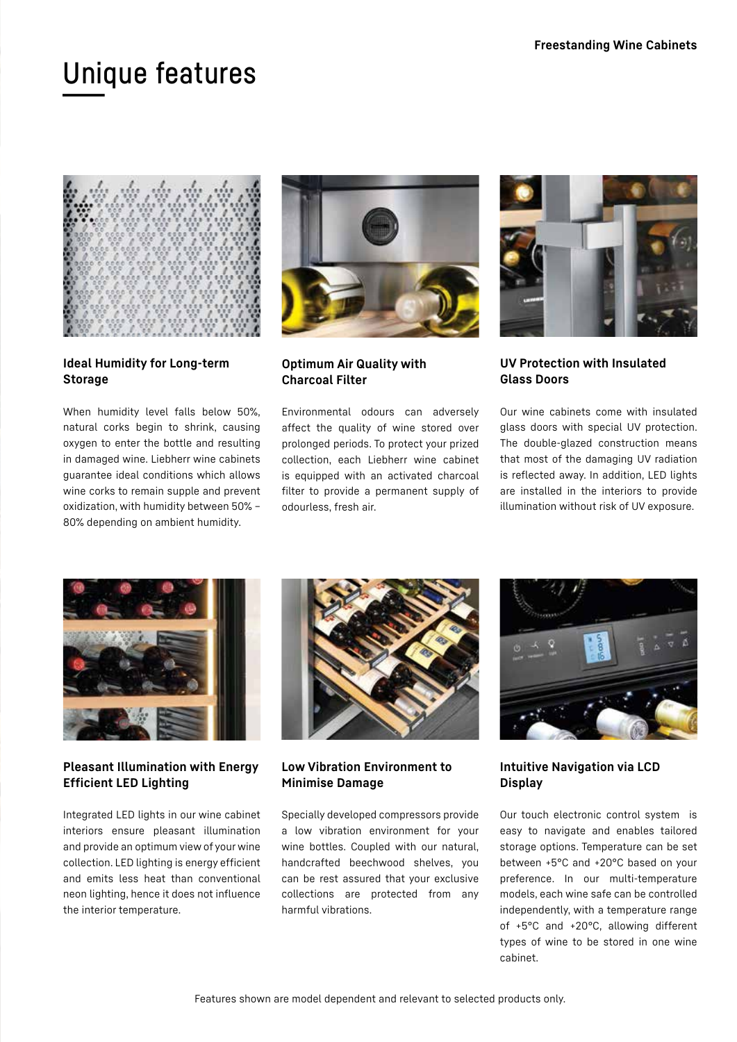# Unique features

### Ideal Humidity for Long-term Storage

When humidity level falls below 50%, natural corks begin to shrink, causing oxygen to enter the bottle and resulting in damaged wine. Liebherr wine cabinets guarantee ideal conditions which allows wine corks to remain supple and prevent oxidization, with humidity between 50% – 80% depending on ambient humidity.

### Optimum Air Quality with Charcoal Filter

Environmental odours can adversely affect the quality of wine stored over prolonged periods. To protect your prized collection, each Liebherr wine cabinet is equipped with an activated charcoal filter to provide a permanent supply of odourless, fresh air.

### UV Protection with Insulated Glass Doors

Our wine cabinets come with insulated glass doors with special UV protection. The double-glazed construction means that most of the damaging UV radiation is reflected away. In addition, LED lights are installed in the interiors to provide illumination without risk of UV exposure.

### Pleasant Illumination with Energy Efficient LED Lighting

Integrated LED lights in our wine cabinet interiors ensure pleasant illumination and provide an optimum view of your wine collection. LED lighting is energy efficient and emits less heat than conventional neon lighting, hence it does not influence the interior temperature.

### Low Vibration Environment to Minimise Damage

Specially developed compressors provide a low vibration environment for your wine bottles. Coupled with our natural, handcrafted beechwood shelves, you can be rest assured that your exclusive collections are protected from any harmful vibrations.

### Intuitive Navigation via LCD Display

Our touch electronic control system is easy to navigate and enables tailored storage options. Temperature can be set between +5°C and +20°C based on your preference. In our multi-temperature models, each wine safe can be controlled independently, with a temperature range of +5°C and +20°C, allowing different types of wine to be stored in one wine cabinet.

Features shown are model dependent and relevant to selected products only.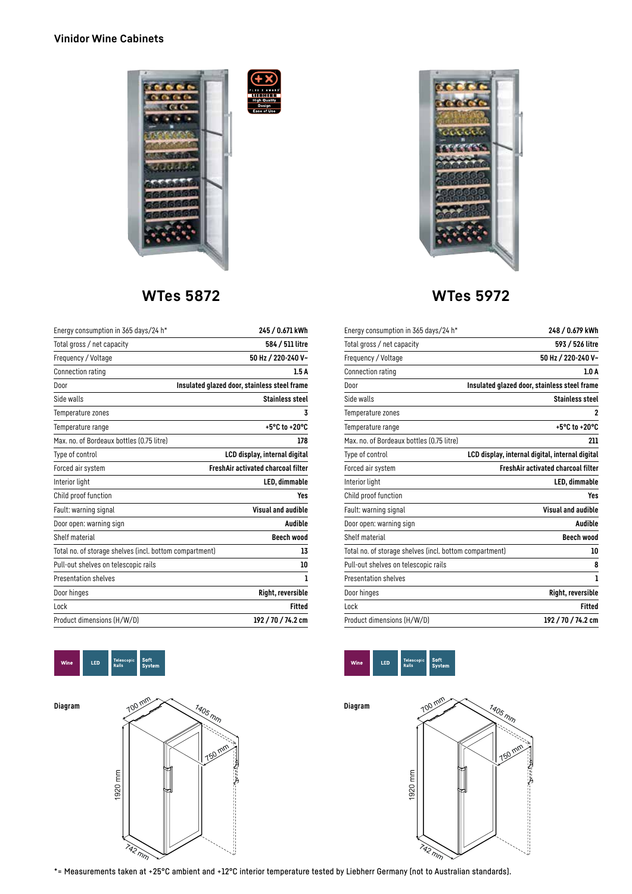## Vinidor Wine Cabinets

## WTes 5872

| | |
|---|---|
| Energy consumption in 365 days/24 h* | 245 / 0.671 kWh |
| Total gross / net capacity | 584 / 511 litre |
| Frequency / Voltage | 50 Hz / 220-240 V~ |
| Connection rating | 1.5 A |
| Door | Insulated glazed door, stainless steel frame |
| Side walls | Stainless steel |
| Temperature zones | 3 |
| Temperature range | +5°C to +20°C |
| Max. no. of Bordeaux bottles (0.75 litre) | 178 |
| Type of control | LCD display, internal digital |
| Forced air system | FreshAir activated charcoal filter |
| Interior light | LED, dimmable |
| Child proof function | Yes |
| Fault: warning signal | Visual and audible |
| Door open: warning sign | Audible |
| Shelf material | Beech wood |
| Total no. of storage shelves (incl. bottom compartment) | 13 |
| Pull-out shelves on telescopic rails | 10 |
| Presentation shelves | 1 |
| Door hinges | Right, reversible |
| Lock | Fitted |
| Product dimensions (H/W/D) | 192 / 70 / 74.2 cm |

Wine | LED | Telescopic Rails | Soft System

**Diagram**

700 mm, 1405 mm, 750 mm, 1920 mm, 742 mm

## WTes 5972

| | |
|---|---|
| Energy consumption in 365 days/24 h* | 248 / 0.679 kWh |
| Total gross / net capacity | 593 / 526 litre |
| Frequency / Voltage | 50 Hz / 220-240 V~ |
| Connection rating | 1.0 A |
| Door | Insulated glazed door, stainless steel frame |
| Side walls | Stainless steel |
| Temperature zones | 2 |
| Temperature range | +5°C to +20°C |
| Max. no. of Bordeaux bottles (0.75 litre) | 211 |
| Type of control | LCD display, internal digital, internal digital |
| Forced air system | FreshAir activated charcoal filter |
| Interior light | LED, dimmable |
| Child proof function | Yes |
| Fault: warning signal | Visual and audible |
| Door open: warning sign | Audible |
| Shelf material | Beech wood |
| Total no. of storage shelves (incl. bottom compartment) | 10 |
| Pull-out shelves on telescopic rails | 8 |
| Presentation shelves | 1 |
| Door hinges | Right, reversible |
| Lock | Fitted |
| Product dimensions (H/W/D) | 192 / 70 / 74.2 cm |

Wine | LED | Telescopic Rails | Soft System

**Diagram**

700 mm, 1405 mm, 750 mm, 1920 mm, 742 mm

*= Measurements taken at +25°C ambient and +12°C interior temperature tested by Liebherr Germany (not to Australian standards).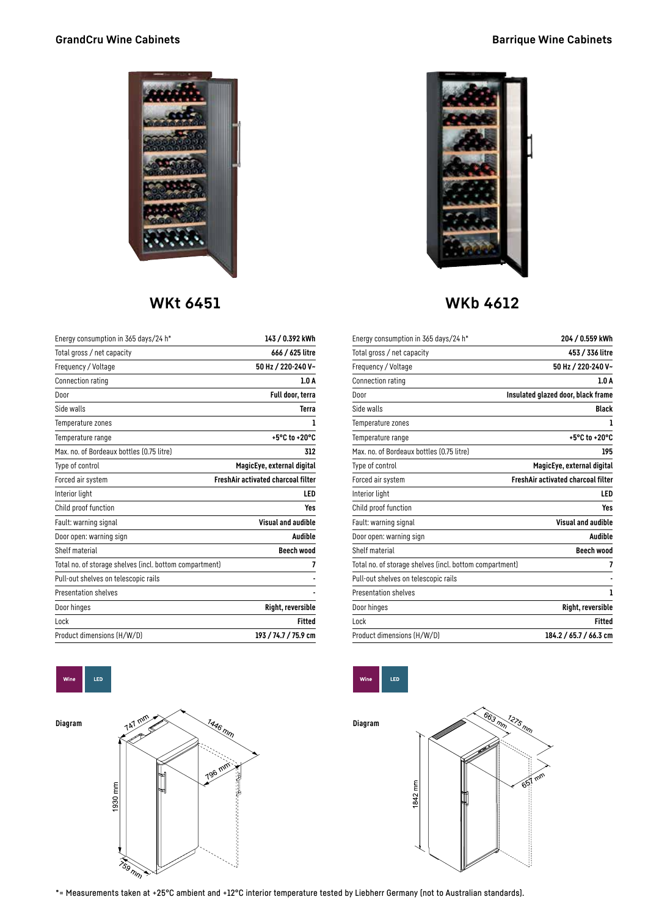## GrandCru Wine Cabinets

# WKt 6451

| | |
|---|---|
| Energy consumption in 365 days/24 h* | 143 / 0.392 kWh |
| Total gross / net capacity | 666 / 625 litre |
| Frequency / Voltage | 50 Hz / 220-240 V~ |
| Connection rating | 1.0 A |
| Door | Full door, terra |
| Side walls | Terra |
| Temperature zones | 1 |
| Temperature range | +5°C to +20°C |
| Max. no. of Bordeaux bottles (0.75 litre) | 312 |
| Type of control | MagicEye, external digital |
| Forced air system | FreshAir activated charcoal filter |
| Interior light | LED |
| Child proof function | Yes |
| Fault: warning signal | Visual and audible |
| Door open: warning sign | Audible |
| Shelf material | Beech wood |
| Total no. of storage shelves (incl. bottom compartment) | 7 |
| Pull-out shelves on telescopic rails | - |
| Presentation shelves | - |
| Door hinges | Right, reversible |
| Lock | Fitted |
| Product dimensions (H/W/D) | 193 / 74.7 / 75.9 cm |

Wine LED

**Diagram**

747 mm, 1446 mm, 796 mm, 1930 mm, 759 mm

## Barrique Wine Cabinets

# WKb 4612

| | |
|---|---|
| Energy consumption in 365 days/24 h* | 204 / 0.559 kWh |
| Total gross / net capacity | 453 / 336 litre |
| Frequency / Voltage | 50 Hz / 220-240 V~ |
| Connection rating | 1.0 A |
| Door | Insulated glazed door, black frame |
| Side walls | Black |
| Temperature zones | 1 |
| Temperature range | +5°C to +20°C |
| Max. no. of Bordeaux bottles (0.75 litre) | 195 |
| Type of control | MagicEye, external digital |
| Forced air system | FreshAir activated charcoal filter |
| Interior light | LED |
| Child proof function | Yes |
| Fault: warning signal | Visual and audible |
| Door open: warning sign | Audible |
| Shelf material | Beech wood |
| Total no. of storage shelves (incl. bottom compartment) | 7 |
| Pull-out shelves on telescopic rails | - |
| Presentation shelves | 1 |
| Door hinges | Right, reversible |
| Lock | Fitted |
| Product dimensions (H/W/D) | 184.2 / 65.7 / 66.3 cm |

Wine LED

**Diagram**

663 mm, 1275 mm, 657 mm, 1842 mm

*= Measurements taken at +25°C ambient and +12°C interior temperature tested by Liebherr Germany (not to Australian standards).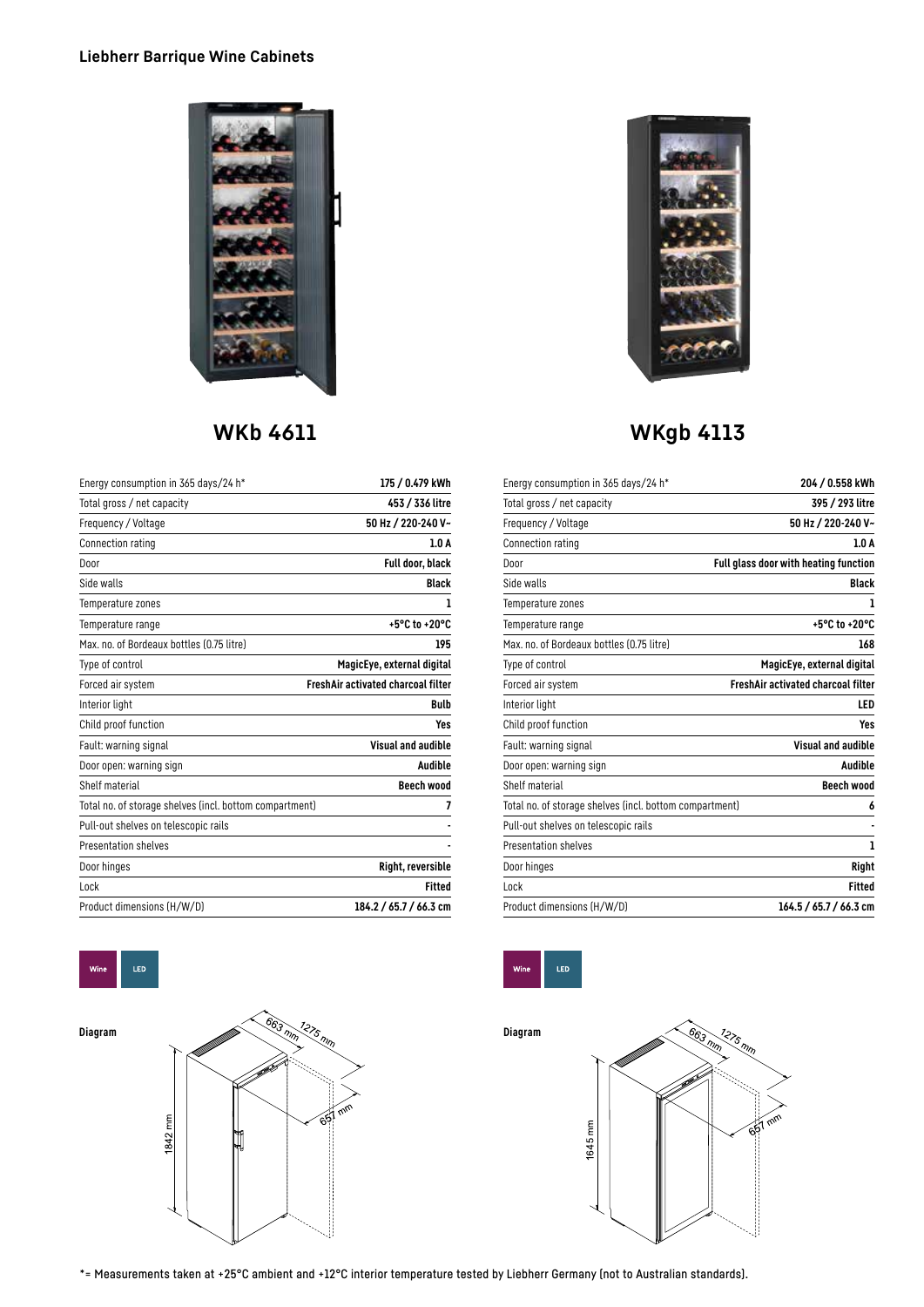**Liebherr Barrique Wine Cabinets**

## WKb 4611

| | |
|---|---|
| Energy consumption in 365 days/24 h* | **175 / 0.479 kWh** |
| Total gross / net capacity | **453 / 336 litre** |
| Frequency / Voltage | **50 Hz / 220-240 V~** |
| Connection rating | **1.0 A** |
| Door | **Full door, black** |
| Side walls | **Black** |
| Temperature zones | **1** |
| Temperature range | **+5°C to +20°C** |
| Max. no. of Bordeaux bottles (0.75 litre) | **195** |
| Type of control | **MagicEye, external digital** |
| Forced air system | **FreshAir activated charcoal filter** |
| Interior light | **Bulb** |
| Child proof function | **Yes** |
| Fault: warning signal | **Visual and audible** |
| Door open: warning sign | **Audible** |
| Shelf material | **Beech wood** |
| Total no. of storage shelves (incl. bottom compartment) | **7** |
| Pull-out shelves on telescopic rails | **-** |
| Presentation shelves | **-** |
| Door hinges | **Right, reversible** |
| Lock | **Fitted** |
| Product dimensions (H/W/D) | **184.2 / 65.7 / 66.3 cm** |

Wine LED

**Diagram**

1842 mm, 663 mm, 1275 mm, 657 mm

## WKgb 4113

| | |
|---|---|
| Energy consumption in 365 days/24 h* | **204 / 0.558 kWh** |
| Total gross / net capacity | **395 / 293 litre** |
| Frequency / Voltage | **50 Hz / 220-240 V~** |
| Connection rating | **1.0 A** |
| Door | **Full glass door with heating function** |
| Side walls | **Black** |
| Temperature zones | **1** |
| Temperature range | **+5°C to +20°C** |
| Max. no. of Bordeaux bottles (0.75 litre) | **168** |
| Type of control | **MagicEye, external digital** |
| Forced air system | **FreshAir activated charcoal filter** |
| Interior light | **LED** |
| Child proof function | **Yes** |
| Fault: warning signal | **Visual and audible** |
| Door open: warning sign | **Audible** |
| Shelf material | **Beech wood** |
| Total no. of storage shelves (incl. bottom compartment) | **6** |
| Pull-out shelves on telescopic rails | **-** |
| Presentation shelves | **1** |
| Door hinges | **Right** |
| Lock | **Fitted** |
| Product dimensions (H/W/D) | **164.5 / 65.7 / 66.3 cm** |

Wine LED

**Diagram**

1645 mm, 663 mm, 1275 mm, 657 mm

*= Measurements taken at +25°C ambient and +12°C interior temperature tested by Liebherr Germany (not to Australian standards).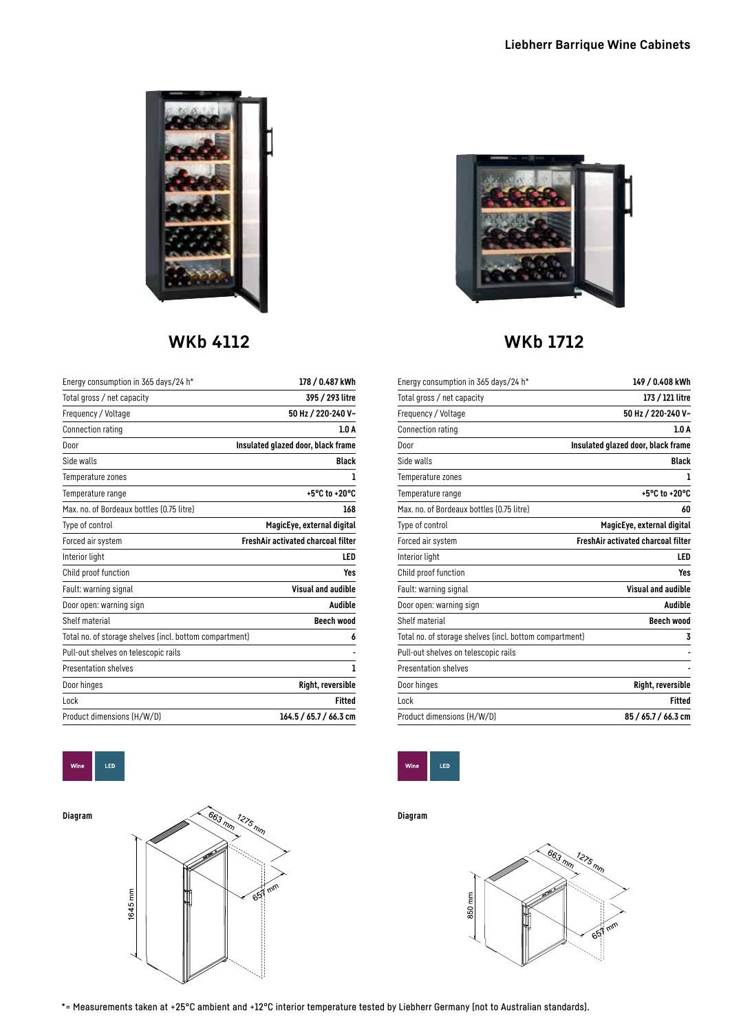# Liebherr Barrique Wine Cabinets

## WKb 4112

| Energy consumption in 365 days/24 h* | 178 / 0.487 kWh |
|---|---|
| Total gross / net capacity | 395 / 293 litre |
| Frequency / Voltage | 50 Hz / 220-240 V~ |
| Connection rating | 1.0 A |
| Door | Insulated glazed door, black frame |
| Side walls | Black |
| Temperature zones | 1 |
| Temperature range | +5°C to +20°C |
| Max. no. of Bordeaux bottles (0.75 litre) | 168 |
| Type of control | MagicEye, external digital |
| Forced air system | FreshAir activated charcoal filter |
| Interior light | LED |
| Child proof function | Yes |
| Fault: warning signal | Visual and audible |
| Door open: warning sign | Audible |
| Shelf material | Beech wood |
| Total no. of storage shelves (incl. bottom compartment) | 6 |
| Pull-out shelves on telescopic rails | - |
| Presentation shelves | 1 |
| Door hinges | Right, reversible |
| Lock | Fitted |
| Product dimensions (H/W/D) | 164.5 / 65.7 / 66.3 cm |

Wine LED

**Diagram**

1645 mm, 663 mm, 1275 mm, 657 mm

## WKb 1712

| Energy consumption in 365 days/24 h* | 149 / 0.408 kWh |
|---|---|
| Total gross / net capacity | 173 / 121 litre |
| Frequency / Voltage | 50 Hz / 220-240 V~ |
| Connection rating | 1.0 A |
| Door | Insulated glazed door, black frame |
| Side walls | Black |
| Temperature zones | 1 |
| Temperature range | +5°C to +20°C |
| Max. no. of Bordeaux bottles (0.75 litre) | 60 |
| Type of control | MagicEye, external digital |
| Forced air system | FreshAir activated charcoal filter |
| Interior light | LED |
| Child proof function | Yes |
| Fault: warning signal | Visual and audible |
| Door open: warning sign | Audible |
| Shelf material | Beech wood |
| Total no. of storage shelves (incl. bottom compartment) | 3 |
| Pull-out shelves on telescopic rails | - |
| Presentation shelves | - |
| Door hinges | Right, reversible |
| Lock | Fitted |
| Product dimensions (H/W/D) | 85 / 65.7 / 66.3 cm |

Wine LED

**Diagram**

850 mm, 663 mm, 1275 mm, 657 mm

*= Measurements taken at +25°C ambient and +12°C interior temperature tested by Liebherr Germany (not to Australian standards).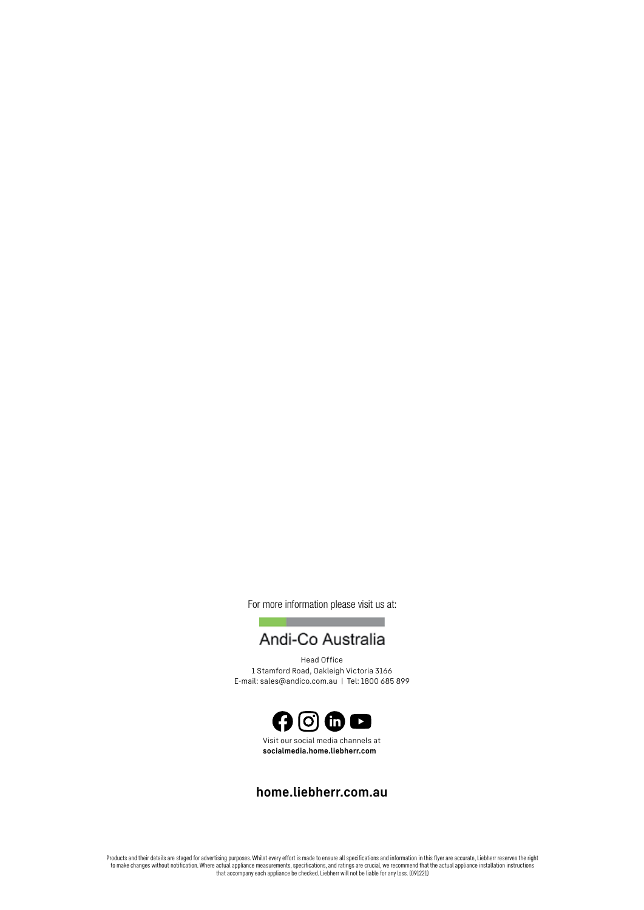For more information please visit us at:

Andi-Co Australia

Head Office
1 Stamford Road, Oakleigh Victoria 3166
E-mail: sales@andico.com.au | Tel: 1800 685 899

Visit our social media channels at
**socialmedia.home.liebherr.com**

**home.liebherr.com.au**

Products and their details are staged for advertising purposes. Whilst every effort is made to ensure all specifications and information in this flyer are accurate, Liebherr reserves the right to make changes without notification. Where actual appliance measurements, specifications, and ratings are crucial, we recommend that the actual appliance installation instructions that accompany each appliance be checked. Liebherr will not be liable for any loss. (091221)